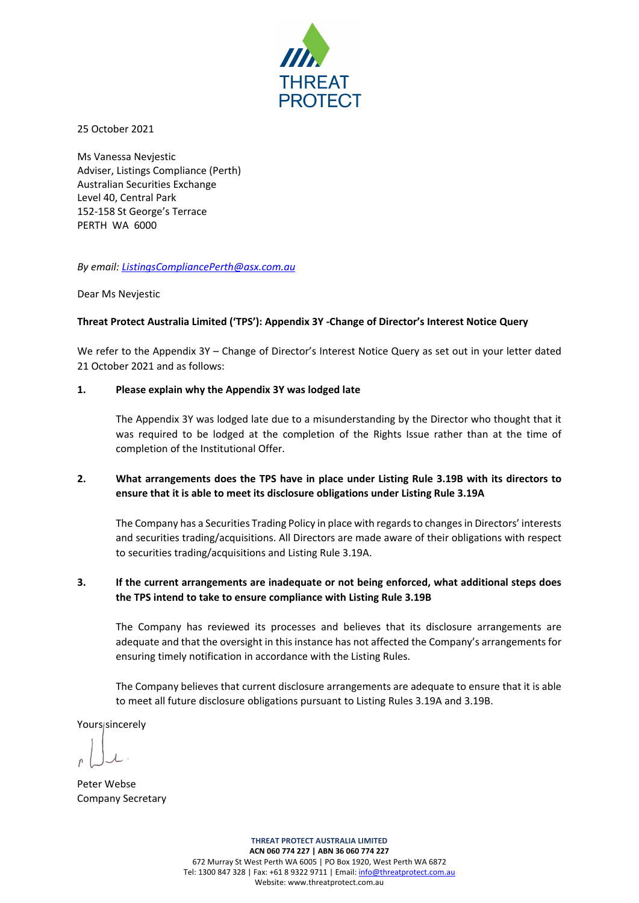THREAT PROTECT

25 October 2021

Ms Vanessa Nevjestic
Adviser, Listings Compliance (Perth)
Australian Securities Exchange
Level 40, Central Park
152-158 St George's Terrace
PERTH WA 6000

*By email: ListingsCompliancePerth@asx.com.au*

Dear Ms Nevjestic

**Threat Protect Australia Limited ('TPS'): Appendix 3Y -Change of Director's Interest Notice Query**

We refer to the Appendix 3Y – Change of Director's Interest Notice Query as set out in your letter dated 21 October 2021 and as follows:

**1. Please explain why the Appendix 3Y was lodged late**

The Appendix 3Y was lodged late due to a misunderstanding by the Director who thought that it was required to be lodged at the completion of the Rights Issue rather than at the time of completion of the Institutional Offer.

**2. What arrangements does the TPS have in place under Listing Rule 3.19B with its directors to ensure that it is able to meet its disclosure obligations under Listing Rule 3.19A**

The Company has a Securities Trading Policy in place with regards to changes in Directors' interests and securities trading/acquisitions. All Directors are made aware of their obligations with respect to securities trading/acquisitions and Listing Rule 3.19A.

**3. If the current arrangements are inadequate or not being enforced, what additional steps does the TPS intend to take to ensure compliance with Listing Rule 3.19B**

The Company has reviewed its processes and believes that its disclosure arrangements are adequate and that the oversight in this instance has not affected the Company's arrangements for ensuring timely notification in accordance with the Listing Rules.

The Company believes that current disclosure arrangements are adequate to ensure that it is able to meet all future disclosure obligations pursuant to Listing Rules 3.19A and 3.19B.

Yours sincerely

Peter Webse
Company Secretary

**THREAT PROTECT AUSTRALIA LIMITED**
**ACN 060 774 227 | ABN 36 060 774 227**
672 Murray St West Perth WA 6005 | PO Box 1920, West Perth WA 6872
Tel: 1300 847 328 | Fax: +61 8 9322 9711 | Email: info@threatprotect.com.au
Website: www.threatprotect.com.au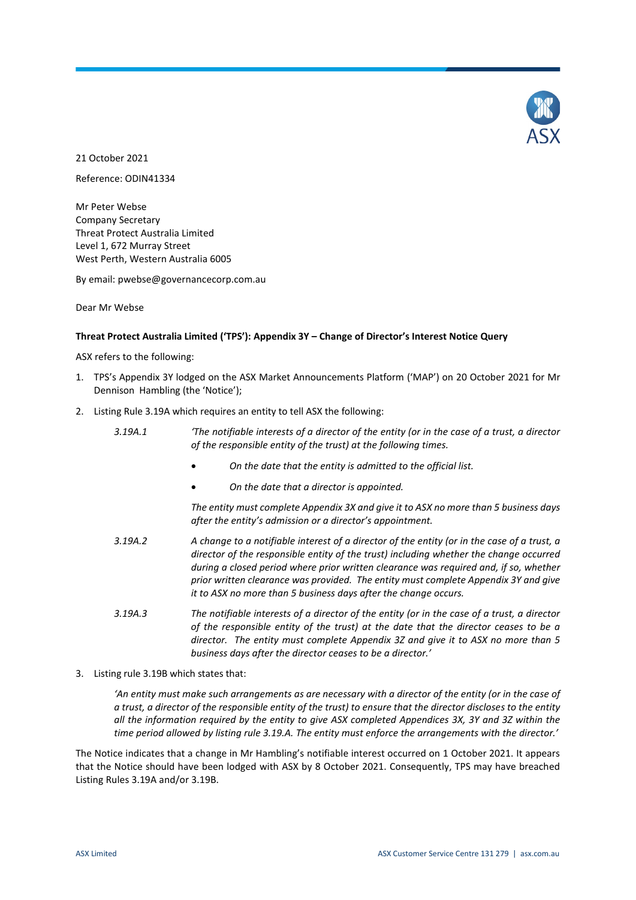21 October 2021

Reference: ODIN41334

Mr Peter Webse
Company Secretary
Threat Protect Australia Limited
Level 1, 672 Murray Street
West Perth, Western Australia 6005

By email: pwebse@governancecorp.com.au

Dear Mr Webse

**Threat Protect Australia Limited ('TPS'): Appendix 3Y – Change of Director's Interest Notice Query**

ASX refers to the following:

1. TPS's Appendix 3Y lodged on the ASX Market Announcements Platform ('MAP') on 20 October 2021 for Mr Dennison Hambling (the 'Notice');
2. Listing Rule 3.19A which requires an entity to tell ASX the following:

   *3.19A.1* *'The notifiable interests of a director of the entity (or in the case of a trust, a director of the responsible entity of the trust) at the following times.*

   - *On the date that the entity is admitted to the official list.*
   - *On the date that a director is appointed.*

   *The entity must complete Appendix 3X and give it to ASX no more than 5 business days after the entity's admission or a director's appointment.*

   *3.19A.2* *A change to a notifiable interest of a director of the entity (or in the case of a trust, a director of the responsible entity of the trust) including whether the change occurred during a closed period where prior written clearance was required and, if so, whether prior written clearance was provided. The entity must complete Appendix 3Y and give it to ASX no more than 5 business days after the change occurs.*

   *3.19A.3* *The notifiable interests of a director of the entity (or in the case of a trust, a director of the responsible entity of the trust) at the date that the director ceases to be a director. The entity must complete Appendix 3Z and give it to ASX no more than 5 business days after the director ceases to be a director.'*

3. Listing rule 3.19B which states that:

   *'An entity must make such arrangements as are necessary with a director of the entity (or in the case of a trust, a director of the responsible entity of the trust) to ensure that the director discloses to the entity all the information required by the entity to give ASX completed Appendices 3X, 3Y and 3Z within the time period allowed by listing rule 3.19.A. The entity must enforce the arrangements with the director.'*

The Notice indicates that a change in Mr Hambling's notifiable interest occurred on 1 October 2021. It appears that the Notice should have been lodged with ASX by 8 October 2021. Consequently, TPS may have breached Listing Rules 3.19A and/or 3.19B.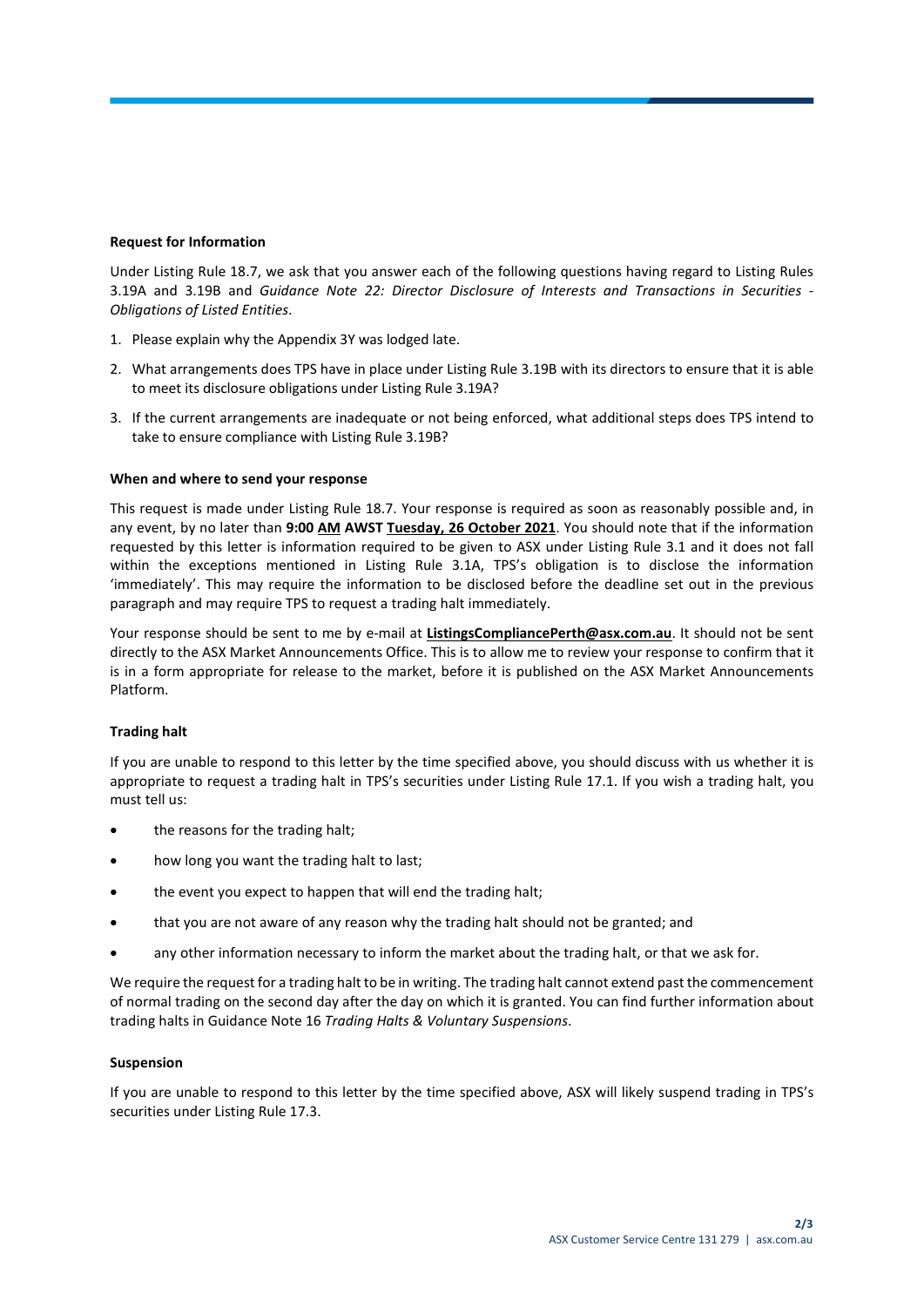**Request for Information**

Under Listing Rule 18.7, we ask that you answer each of the following questions having regard to Listing Rules 3.19A and 3.19B and *Guidance Note 22: Director Disclosure of Interests and Transactions in Securities - Obligations of Listed Entities*.

1. Please explain why the Appendix 3Y was lodged late.
2. What arrangements does TPS have in place under Listing Rule 3.19B with its directors to ensure that it is able to meet its disclosure obligations under Listing Rule 3.19A?
3. If the current arrangements are inadequate or not being enforced, what additional steps does TPS intend to take to ensure compliance with Listing Rule 3.19B?

**When and where to send your response**

This request is made under Listing Rule 18.7. Your response is required as soon as reasonably possible and, in any event, by no later than **9:00 AM AWST Tuesday, 26 October 2021**. You should note that if the information requested by this letter is information required to be given to ASX under Listing Rule 3.1 and it does not fall within the exceptions mentioned in Listing Rule 3.1A, TPS's obligation is to disclose the information 'immediately'. This may require the information to be disclosed before the deadline set out in the previous paragraph and may require TPS to request a trading halt immediately.

Your response should be sent to me by e-mail at **ListingsCompliancePerth@asx.com.au**. It should not be sent directly to the ASX Market Announcements Office. This is to allow me to review your response to confirm that it is in a form appropriate for release to the market, before it is published on the ASX Market Announcements Platform.

**Trading halt**

If you are unable to respond to this letter by the time specified above, you should discuss with us whether it is appropriate to request a trading halt in TPS's securities under Listing Rule 17.1. If you wish a trading halt, you must tell us:

- the reasons for the trading halt;
- how long you want the trading halt to last;
- the event you expect to happen that will end the trading halt;
- that you are not aware of any reason why the trading halt should not be granted; and
- any other information necessary to inform the market about the trading halt, or that we ask for.

We require the request for a trading halt to be in writing. The trading halt cannot extend past the commencement of normal trading on the second day after the day on which it is granted. You can find further information about trading halts in Guidance Note 16 *Trading Halts & Voluntary Suspensions*.

**Suspension**

If you are unable to respond to this letter by the time specified above, ASX will likely suspend trading in TPS's securities under Listing Rule 17.3.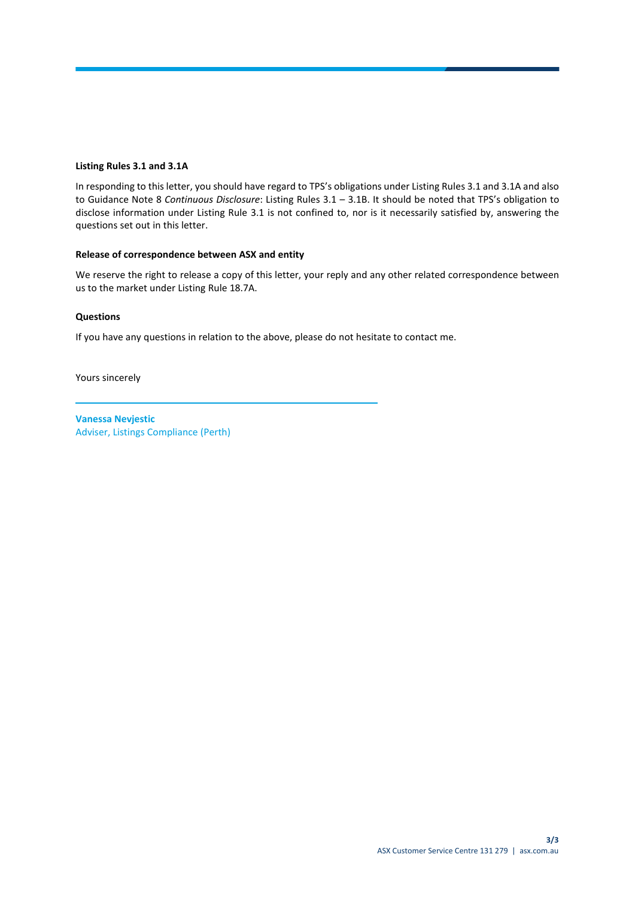**Listing Rules 3.1 and 3.1A**

In responding to this letter, you should have regard to TPS's obligations under Listing Rules 3.1 and 3.1A and also to Guidance Note 8 *Continuous Disclosure*: Listing Rules 3.1 – 3.1B. It should be noted that TPS's obligation to disclose information under Listing Rule 3.1 is not confined to, nor is it necessarily satisfied by, answering the questions set out in this letter.

**Release of correspondence between ASX and entity**

We reserve the right to release a copy of this letter, your reply and any other related correspondence between us to the market under Listing Rule 18.7A.

**Questions**

If you have any questions in relation to the above, please do not hesitate to contact me.

Yours sincerely

**Vanessa Nevjestic**
Adviser, Listings Compliance (Perth)